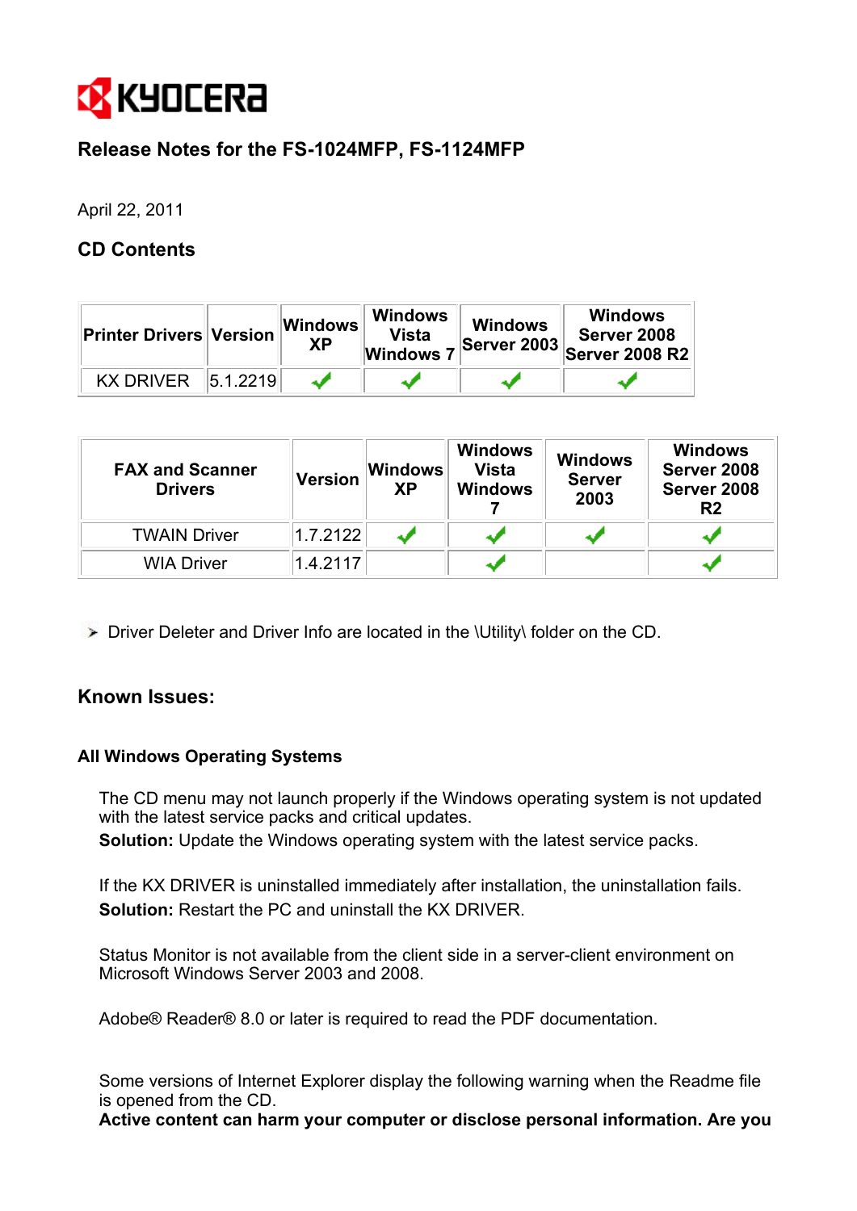KYOCERA

## Release Notes for the FS-1024MFP, FS-1124MFP

April 22, 2011

## CD Contents

| Printer Drivers | Version | Windows XP | Windows Vista Windows 7 | Windows Server 2003 | Windows Server 2008 Server 2008 R2 |
|---|---|---|---|---|---|
| KX DRIVER | 5.1.2219 | ✓ | ✓ | ✓ | ✓ |

| FAX and Scanner Drivers | Version | Windows XP | Windows Vista Windows 7 | Windows Server 2003 | Windows Server 2008 Server 2008 R2 |
|---|---|---|---|---|---|
| TWAIN Driver | 1.7.2122 | ✓ | ✓ | ✓ | ✓ |
| WIA Driver | 1.4.2117 | | ✓ | | ✓ |

- Driver Deleter and Driver Info are located in the \Utility\ folder on the CD.

## Known Issues:

### All Windows Operating Systems

The CD menu may not launch properly if the Windows operating system is not updated with the latest service packs and critical updates.
**Solution:** Update the Windows operating system with the latest service packs.

If the KX DRIVER is uninstalled immediately after installation, the uninstallation fails.
**Solution:** Restart the PC and uninstall the KX DRIVER.

Status Monitor is not available from the client side in a server-client environment on Microsoft Windows Server 2003 and 2008.

Adobe® Reader® 8.0 or later is required to read the PDF documentation.

Some versions of Internet Explorer display the following warning when the Readme file is opened from the CD.
**Active content can harm your computer or disclose personal information. Are you**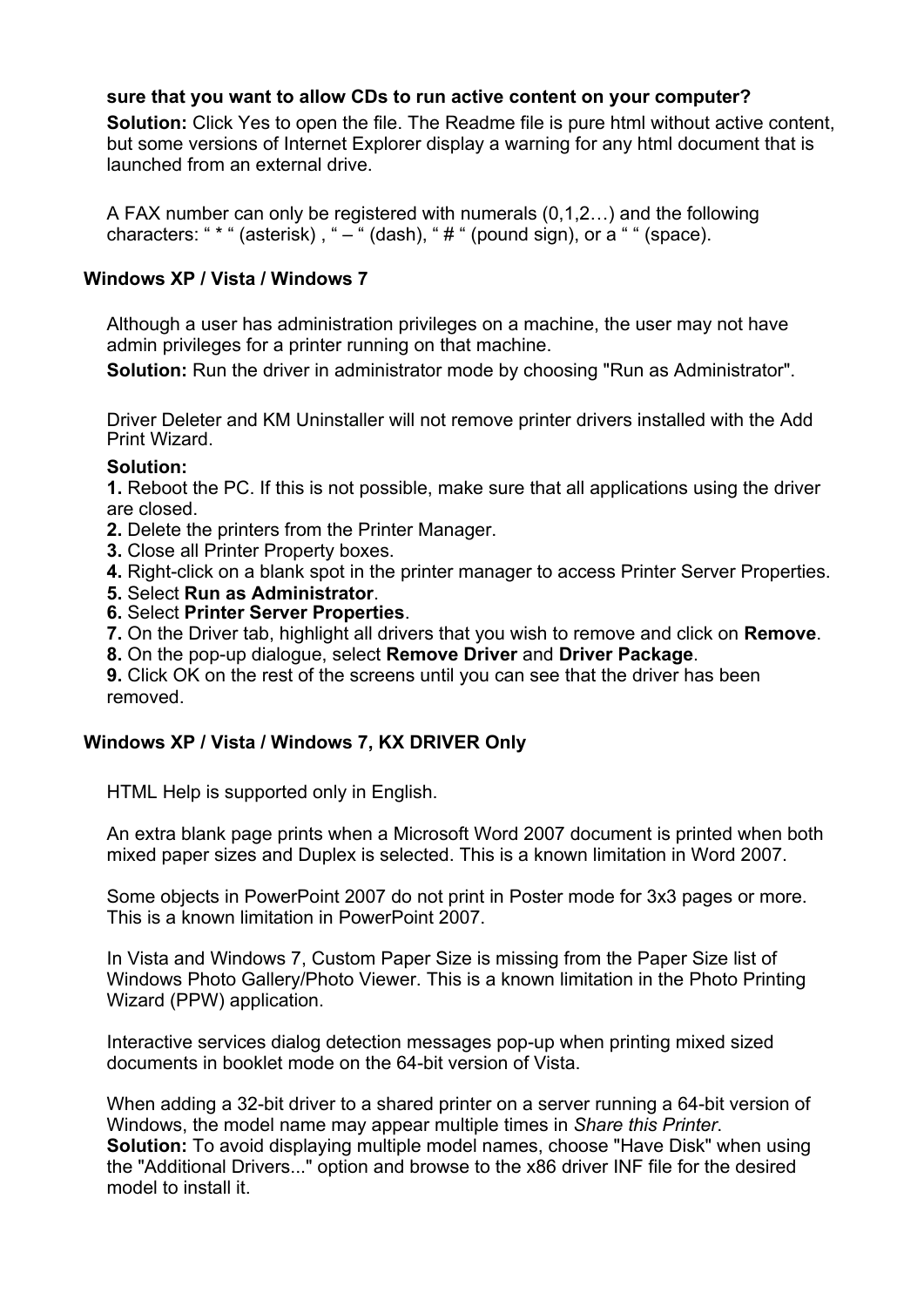**sure that you want to allow CDs to run active content on your computer?**

**Solution:** Click Yes to open the file. The Readme file is pure html without active content, but some versions of Internet Explorer display a warning for any html document that is launched from an external drive.

A FAX number can only be registered with numerals (0,1,2…) and the following characters: " * " (asterisk) , " – " (dash), " # " (pound sign), or a " " (space).

### Windows XP / Vista / Windows 7

Although a user has administration privileges on a machine, the user may not have admin privileges for a printer running on that machine.

**Solution:** Run the driver in administrator mode by choosing "Run as Administrator".

Driver Deleter and KM Uninstaller will not remove printer drivers installed with the Add Print Wizard.

**Solution:**

**1.** Reboot the PC. If this is not possible, make sure that all applications using the driver are closed.
**2.** Delete the printers from the Printer Manager.
**3.** Close all Printer Property boxes.
**4.** Right-click on a blank spot in the printer manager to access Printer Server Properties.
**5.** Select **Run as Administrator**.
**6.** Select **Printer Server Properties**.
**7.** On the Driver tab, highlight all drivers that you wish to remove and click on **Remove**.
**8.** On the pop-up dialogue, select **Remove Driver** and **Driver Package**.
**9.** Click OK on the rest of the screens until you can see that the driver has been removed.

### Windows XP / Vista / Windows 7, KX DRIVER Only

HTML Help is supported only in English.

An extra blank page prints when a Microsoft Word 2007 document is printed when both mixed paper sizes and Duplex is selected. This is a known limitation in Word 2007.

Some objects in PowerPoint 2007 do not print in Poster mode for 3x3 pages or more. This is a known limitation in PowerPoint 2007.

In Vista and Windows 7, Custom Paper Size is missing from the Paper Size list of Windows Photo Gallery/Photo Viewer. This is a known limitation in the Photo Printing Wizard (PPW) application.

Interactive services dialog detection messages pop-up when printing mixed sized documents in booklet mode on the 64-bit version of Vista.

When adding a 32-bit driver to a shared printer on a server running a 64-bit version of Windows, the model name may appear multiple times in *Share this Printer*.

**Solution:** To avoid displaying multiple model names, choose "Have Disk" when using the "Additional Drivers..." option and browse to the x86 driver INF file for the desired model to install it.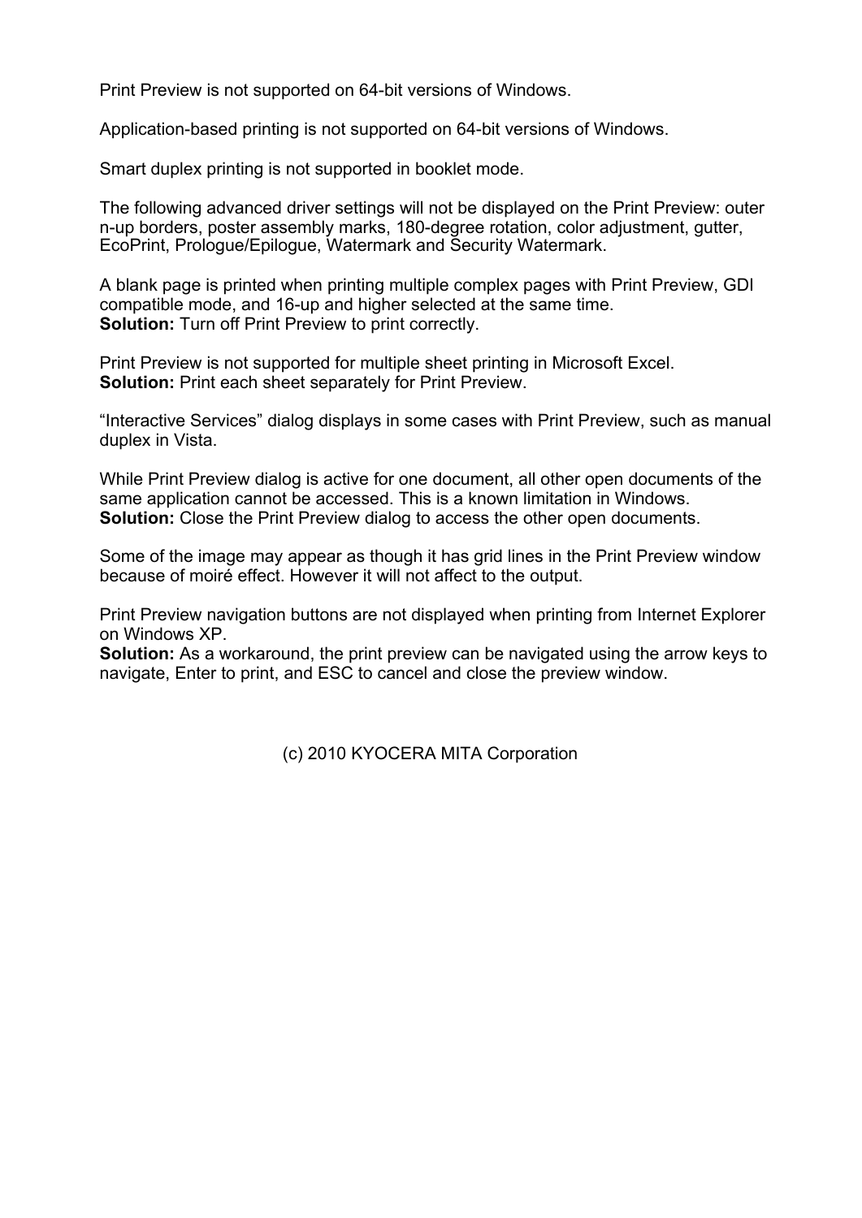Print Preview is not supported on 64-bit versions of Windows.

Application-based printing is not supported on 64-bit versions of Windows.

Smart duplex printing is not supported in booklet mode.

The following advanced driver settings will not be displayed on the Print Preview: outer n-up borders, poster assembly marks, 180-degree rotation, color adjustment, gutter, EcoPrint, Prologue/Epilogue, Watermark and Security Watermark.

A blank page is printed when printing multiple complex pages with Print Preview, GDI compatible mode, and 16-up and higher selected at the same time.
**Solution:** Turn off Print Preview to print correctly.

Print Preview is not supported for multiple sheet printing in Microsoft Excel.
**Solution:** Print each sheet separately for Print Preview.

“Interactive Services” dialog displays in some cases with Print Preview, such as manual duplex in Vista.

While Print Preview dialog is active for one document, all other open documents of the same application cannot be accessed. This is a known limitation in Windows.
**Solution:** Close the Print Preview dialog to access the other open documents.

Some of the image may appear as though it has grid lines in the Print Preview window because of moiré effect. However it will not affect to the output.

Print Preview navigation buttons are not displayed when printing from Internet Explorer on Windows XP.
**Solution:** As a workaround, the print preview can be navigated using the arrow keys to navigate, Enter to print, and ESC to cancel and close the preview window.

(c) 2010 KYOCERA MITA Corporation